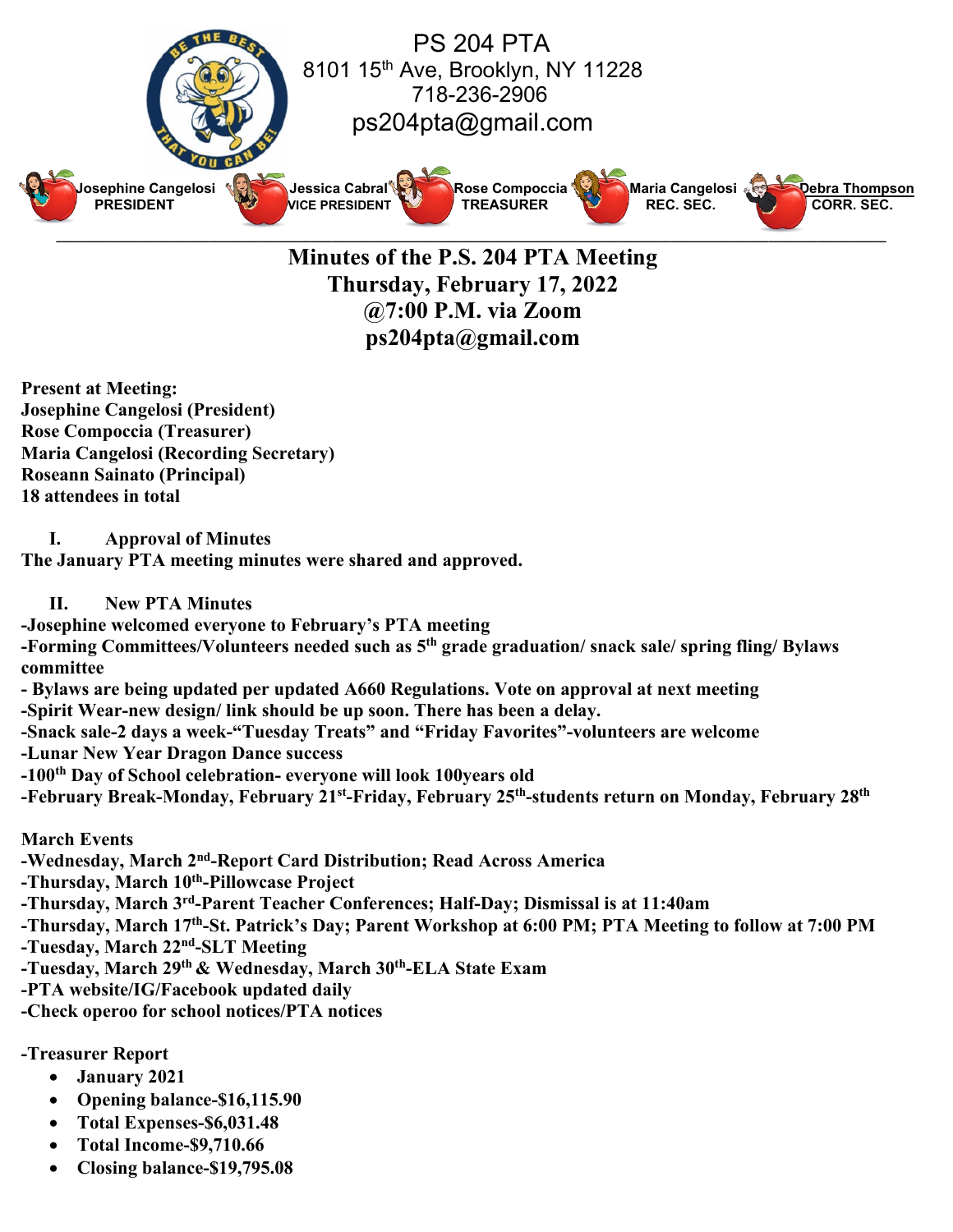PS 204 PTA
8101 15th Ave, Brooklyn, NY 11228
718-236-2906
ps204pta@gmail.com

| Josephine Cangelosi | Jessica Cabral | Rose Compoccia | Maria Cangelosi | Debra Thompson |
|---|---|---|---|---|
| PRESIDENT | VICE PRESIDENT | TREASURER | REC. SEC. | CORR. SEC. |

# Minutes of the P.S. 204 PTA Meeting
## Thursday, February 17, 2022
## @7:00 P.M. via Zoom
## ps204pta@gmail.com

**Present at Meeting:**
**Josephine Cangelosi (President)**
**Rose Compoccia (Treasurer)**
**Maria Cangelosi (Recording Secretary)**
**Roseann Sainato (Principal)**
**18 attendees in total**

**I. Approval of Minutes**

**The January PTA meeting minutes were shared and approved.**

**II. New PTA Minutes**

**-Josephine welcomed everyone to February's PTA meeting**
**-Forming Committees/Volunteers needed such as 5th grade graduation/ snack sale/ spring fling/ Bylaws committee**
**- Bylaws are being updated per updated A660 Regulations. Vote on approval at next meeting**
**-Spirit Wear-new design/ link should be up soon. There has been a delay.**
**-Snack sale-2 days a week-"Tuesday Treats" and "Friday Favorites"-volunteers are welcome**
**-Lunar New Year Dragon Dance success**
**-100th Day of School celebration- everyone will look 100years old**
**-February Break-Monday, February 21st-Friday, February 25th-students return on Monday, February 28th**

**March Events**
**-Wednesday, March 2nd-Report Card Distribution; Read Across America**
**-Thursday, March 10th-Pillowcase Project**
**-Thursday, March 3rd-Parent Teacher Conferences; Half-Day; Dismissal is at 11:40am**
**-Thursday, March 17th-St. Patrick's Day; Parent Workshop at 6:00 PM; PTA Meeting to follow at 7:00 PM**
**-Tuesday, March 22nd-SLT Meeting**
**-Tuesday, March 29th & Wednesday, March 30th-ELA State Exam**
**-PTA website/IG/Facebook updated daily**
**-Check operoo for school notices/PTA notices**

**-Treasurer Report**
- **January 2021**
- **Opening balance-$16,115.90**
- **Total Expenses-$6,031.48**
- **Total Income-$9,710.66**
- **Closing balance-$19,795.08**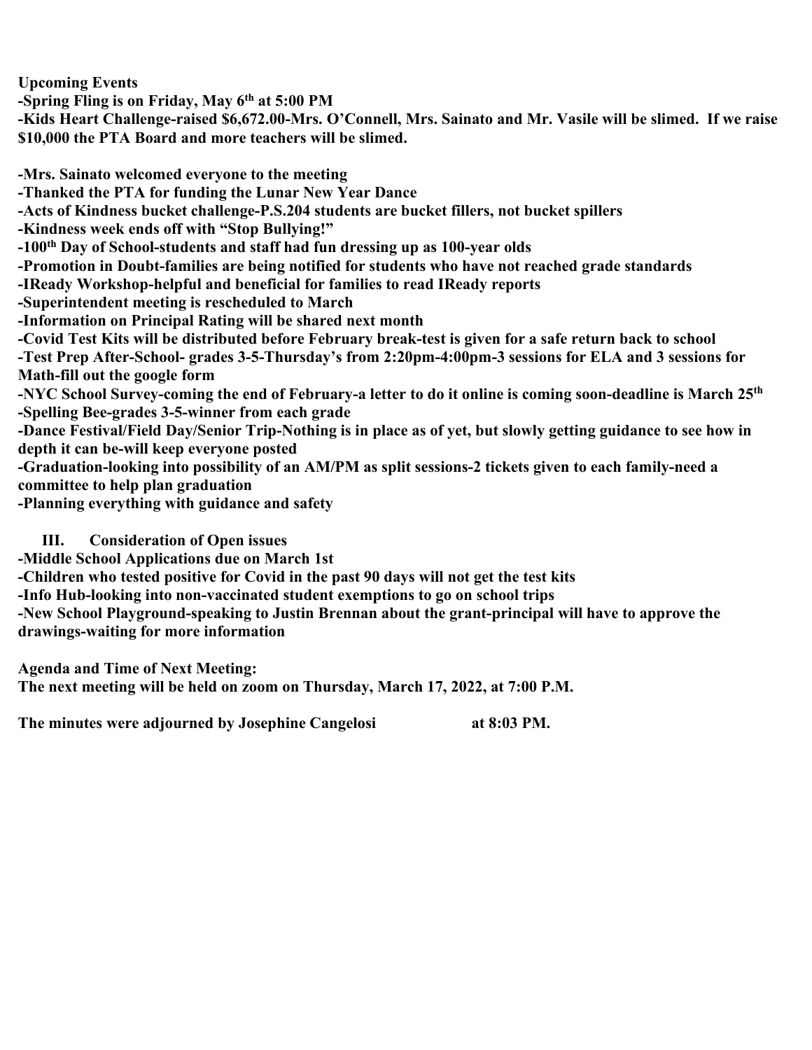**Upcoming Events**

**-Spring Fling is on Friday, May 6th at 5:00 PM**

**-Kids Heart Challenge-raised $6,672.00-Mrs. O'Connell, Mrs. Sainato and Mr. Vasile will be slimed. If we raise $10,000 the PTA Board and more teachers will be slimed.**

**-Mrs. Sainato welcomed everyone to the meeting**
**-Thanked the PTA for funding the Lunar New Year Dance**
**-Acts of Kindness bucket challenge-P.S.204 students are bucket fillers, not bucket spillers**
**-Kindness week ends off with "Stop Bullying!"**
**-100th Day of School-students and staff had fun dressing up as 100-year olds**
**-Promotion in Doubt-families are being notified for students who have not reached grade standards**
**-IReady Workshop-helpful and beneficial for families to read IReady reports**
**-Superintendent meeting is rescheduled to March**
**-Information on Principal Rating will be shared next month**
**-Covid Test Kits will be distributed before February break-test is given for a safe return back to school**
**-Test Prep After-School- grades 3-5-Thursday's from 2:20pm-4:00pm-3 sessions for ELA and 3 sessions for Math-fill out the google form**
**-NYC School Survey-coming the end of February-a letter to do it online is coming soon-deadline is March 25th**
**-Spelling Bee-grades 3-5-winner from each grade**
**-Dance Festival/Field Day/Senior Trip-Nothing is in place as of yet, but slowly getting guidance to see how in depth it can be-will keep everyone posted**
**-Graduation-looking into possibility of an AM/PM as split sessions-2 tickets given to each family-need a committee to help plan graduation**
**-Planning everything with guidance and safety**

**III. Consideration of Open issues**

**-Middle School Applications due on March 1st**
**-Children who tested positive for Covid in the past 90 days will not get the test kits**
**-Info Hub-looking into non-vaccinated student exemptions to go on school trips**
**-New School Playground-speaking to Justin Brennan about the grant-principal will have to approve the drawings-waiting for more information**

**Agenda and Time of Next Meeting:**
**The next meeting will be held on zoom on Thursday, March 17, 2022, at 7:00 P.M.**

**The minutes were adjourned by Josephine Cangelosi at 8:03 PM.**